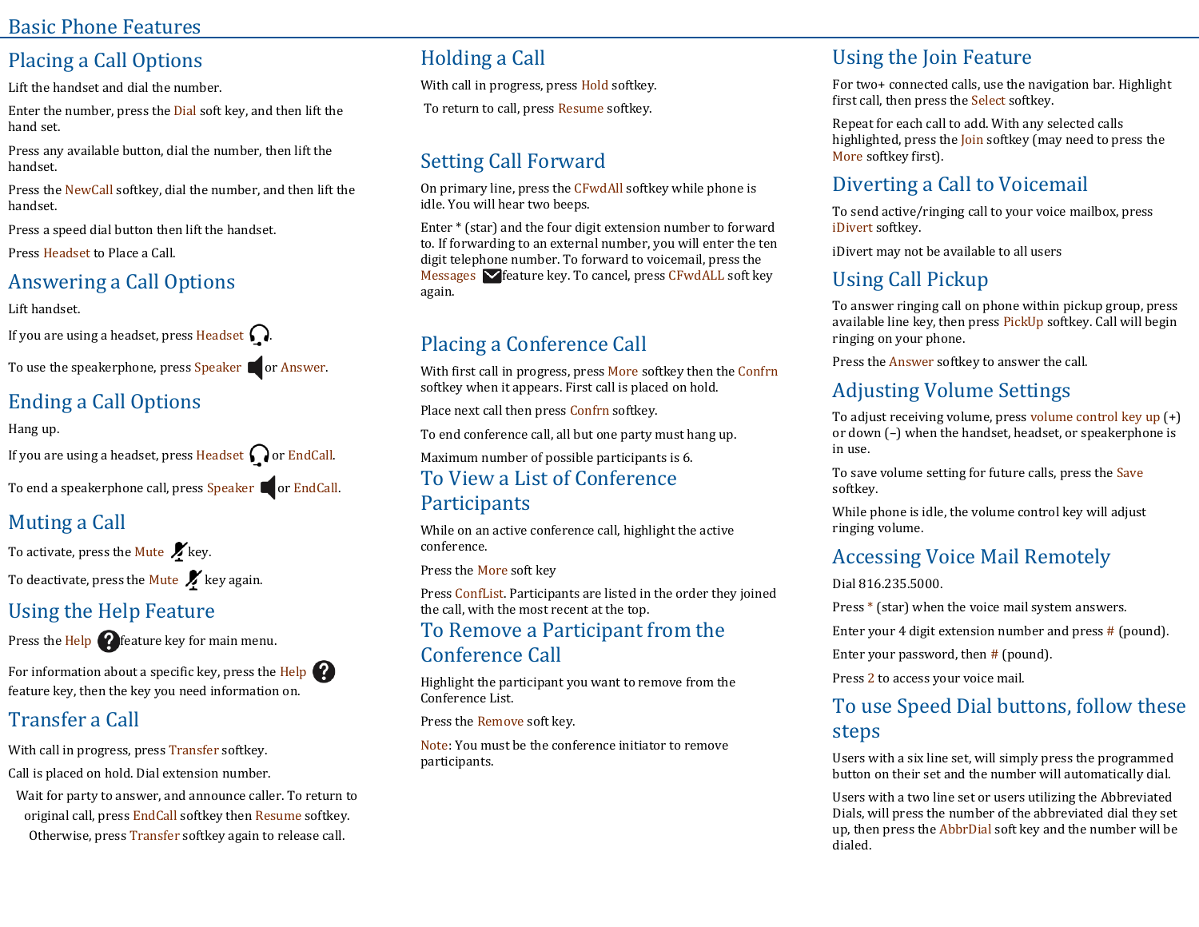# Basic Phone Features

## Placing a Call Options

Lift the handset and dial the number.

Enter the number, press the Dial soft key, and then lift the hand set.

Press any available button, dial the number, then lift the handset.

Press the NewCall softkey, dial the number, and then lift the handset.

Press a speed dial button then lift the handset.

Press Headset to Place a Call.

## Answering a Call Options

Lift handset.

If you are using a headset, press Headset .

To use the speakerphone, press Speaker or Answer.

## Ending a Call Options

Hang up.

If you are using a headset, press Headset or EndCall.

To end a speakerphone call, press Speaker or EndCall.

## Muting a Call

To activate, press the Mute key.

To deactivate, press the Mute key again.

## Using the Help Feature

Press the Help feature key for main menu.

For information about a specific key, press the Help feature key, then the key you need information on.

## Transfer a Call

With call in progress, press Transfer softkey.

Call is placed on hold. Dial extension number.

Wait for party to answer, and announce caller. To return to original call, press EndCall softkey then Resume softkey. Otherwise, press Transfer softkey again to release call.

## Holding a Call

With call in progress, press Hold softkey.

To return to call, press Resume softkey.

## Setting Call Forward

On primary line, press the CFwdAll softkey while phone is idle. You will hear two beeps.

Enter * (star) and the four digit extension number to forward to. If forwarding to an external number, you will enter the ten digit telephone number. To forward to voicemail, press the Messages feature key. To cancel, press CFwdALL soft key again.

## Placing a Conference Call

With first call in progress, press More softkey then the Confrn softkey when it appears. First call is placed on hold.

Place next call then press Confrn softkey.

To end conference call, all but one party must hang up.

Maximum number of possible participants is 6.

## To View a List of Conference Participants

While on an active conference call, highlight the active conference.

Press the More soft key

Press ConfList. Participants are listed in the order they joined the call, with the most recent at the top.

## To Remove a Participant from the Conference Call

Highlight the participant you want to remove from the Conference List.

Press the Remove soft key.

Note: You must be the conference initiator to remove participants.

## Using the Join Feature

For two+ connected calls, use the navigation bar. Highlight first call, then press the Select softkey.

Repeat for each call to add. With any selected calls highlighted, press the Join softkey (may need to press the More softkey first).

## Diverting a Call to Voicemail

To send active/ringing call to your voice mailbox, press iDivert softkey.

iDivert may not be available to all users

## Using Call Pickup

To answer ringing call on phone within pickup group, press available line key, then press PickUp softkey. Call will begin ringing on your phone.

Press the Answer softkey to answer the call.

## Adjusting Volume Settings

To adjust receiving volume, press volume control key up (+) or down (–) when the handset, headset, or speakerphone is in use.

To save volume setting for future calls, press the Save softkey.

While phone is idle, the volume control key will adjust ringing volume.

## Accessing Voice Mail Remotely

Dial 816.235.5000.

Press * (star) when the voice mail system answers.

Enter your 4 digit extension number and press # (pound).

Enter your password, then # (pound).

Press 2 to access your voice mail.

## To use Speed Dial buttons, follow these steps

Users with a six line set, will simply press the programmed button on their set and the number will automatically dial.

Users with a two line set or users utilizing the Abbreviated Dials, will press the number of the abbreviated dial they set up, then press the AbbrDial soft key and the number will be dialed.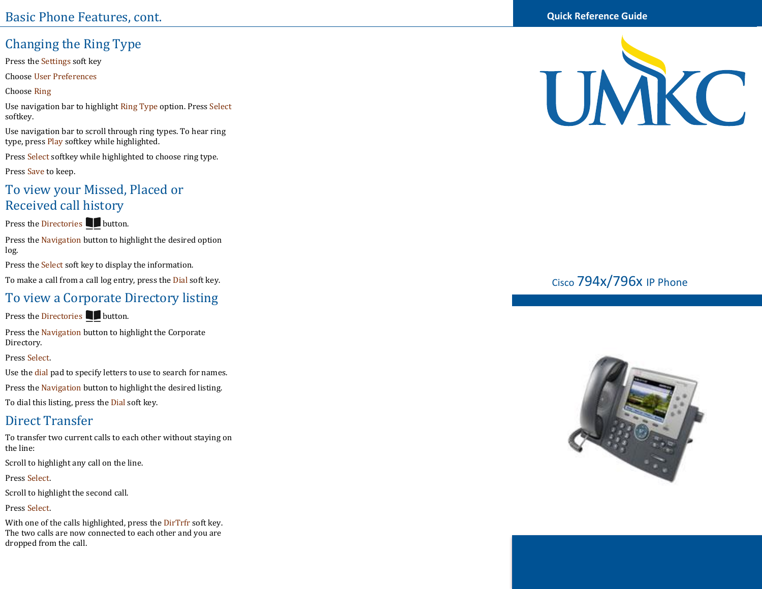# Basic Phone Features, cont.

## Changing the Ring Type

Press the Settings soft key

Choose User Preferences

Choose Ring

Use navigation bar to highlight Ring Type option. Press Select softkey.

Use navigation bar to scroll through ring types. To hear ring type, press Play softkey while highlighted.

Press Select softkey while highlighted to choose ring type.

Press Save to keep.

## To view your Missed, Placed or Received call history

Press the Directories button.

Press the Navigation button to highlight the desired option log.

Press the Select soft key to display the information.

To make a call from a call log entry, press the Dial soft key.

## To view a Corporate Directory listing

Press the Directories button.

Press the Navigation button to highlight the Corporate Directory.

Press Select.

Use the dial pad to specify letters to use to search for names.

Press the Navigation button to highlight the desired listing.

To dial this listing, press the Dial soft key.

## Direct Transfer

To transfer two current calls to each other without staying on the line:

Scroll to highlight any call on the line.

Press Select.

Scroll to highlight the second call.

Press Select.

With one of the calls highlighted, press the DirTrfr soft key. The two calls are now connected to each other and you are dropped from the call.

Quick Reference Guide

UMKC

Cisco 794x/796x IP Phone